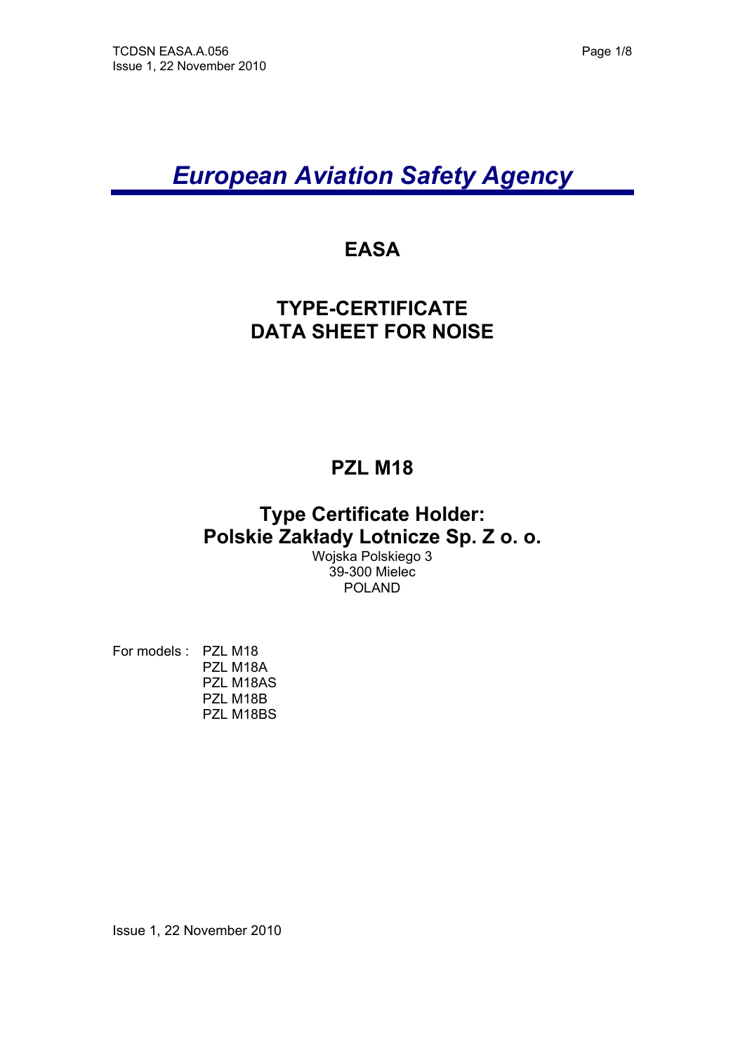# *European Aviation Safety Agency*

## EASA

## TYPE-CERTIFICATE DATA SHEET FOR NOISE

## PZL M18

## Type Certificate Holder: Polskie Zakłady Lotnicze Sp. Z o. o.

Wojska Polskiego 3
39-300 Mielec
POLAND

For models : PZL M18
PZL M18A
PZL M18AS
PZL M18B
PZL M18BS

Issue 1, 22 November 2010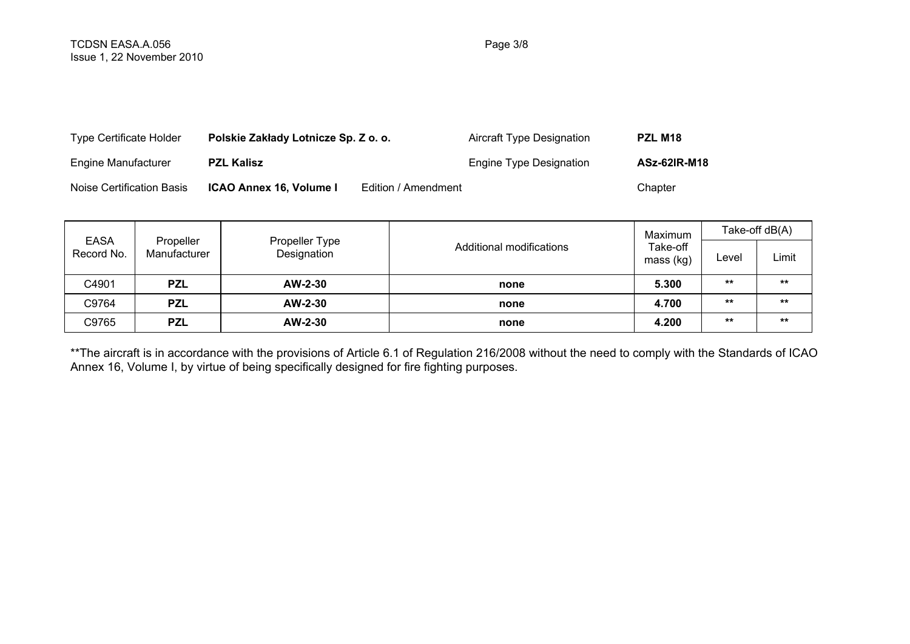| | | | |
|---|---|---|---|
| Type Certificate Holder | **Polskie Zakłady Lotnicze Sp. Z o. o.** | Aircraft Type Designation | **PZL M18** |
| Engine Manufacturer | **PZL Kalisz** | Engine Type Designation | **ASz-62IR-M18** |
| Noise Certification Basis | **ICAO Annex 16, Volume I** Edition / Amendment | | Chapter |

| EASA Record No. | Propeller Manufacturer | Propeller Type Designation | Additional modifications | Maximum Take-off mass (kg) | Take-off dB(A) | |
|---|---|---|---|---|---|---|
| | | | | | Level | Limit |
| C4901 | **PZL** | **AW-2-30** | **none** | **5.300** | ** | ** |
| C9764 | **PZL** | **AW-2-30** | **none** | **4.700** | ** | ** |
| C9765 | **PZL** | **AW-2-30** | **none** | **4.200** | ** | ** |

**The aircraft is in accordance with the provisions of Article 6.1 of Regulation 216/2008 without the need to comply with the Standards of ICAO Annex 16, Volume I, by virtue of being specifically designed for fire fighting purposes.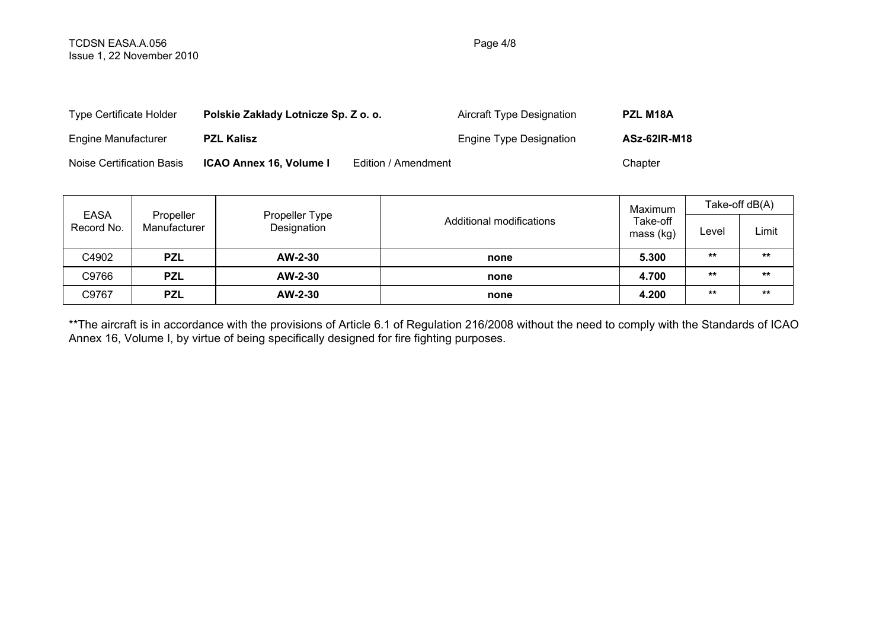| | | | |
|---|---|---|---|
| Type Certificate Holder | **Polskie Zakłady Lotnicze Sp. Z o. o.** | Aircraft Type Designation | **PZL M18A** |
| Engine Manufacturer | **PZL Kalisz** | Engine Type Designation | **ASz-62IR-M18** |
| Noise Certification Basis | **ICAO Annex 16, Volume I** Edition / Amendment | Chapter | |

| EASA Record No. | Propeller Manufacturer | Propeller Type Designation | Additional modifications | Maximum Take-off mass (kg) | Take-off dB(A) | |
|---|---|---|---|---|---|---|
| | | | | | Level | Limit |
| C4902 | **PZL** | **AW-2-30** | **none** | **5.300** | ** | ** |
| C9766 | **PZL** | **AW-2-30** | **none** | **4.700** | ** | ** |
| C9767 | **PZL** | **AW-2-30** | **none** | **4.200** | ** | ** |

**The aircraft is in accordance with the provisions of Article 6.1 of Regulation 216/2008 without the need to comply with the Standards of ICAO Annex 16, Volume I, by virtue of being specifically designed for fire fighting purposes.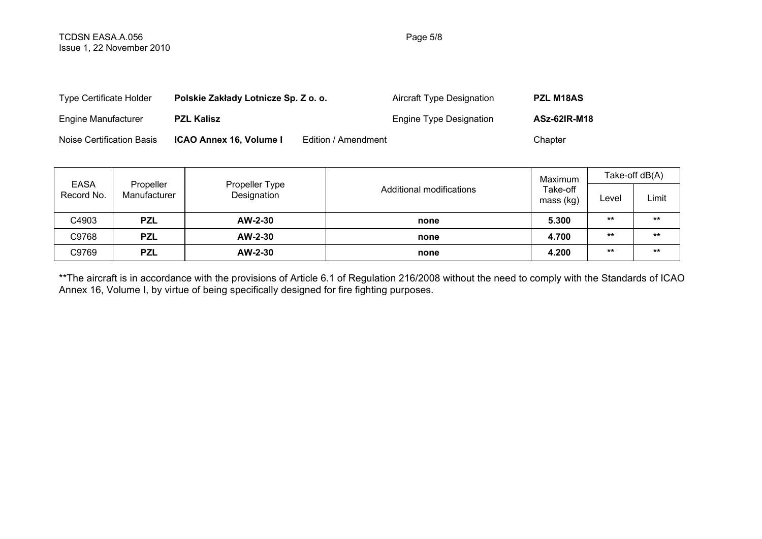| | | | | | | |
|---|---|---|---|---|---|---|
| Type Certificate Holder | **Polskie Zakłady Lotnicze Sp. Z o. o.** | | Aircraft Type Designation | **PZL M18AS** | | |
| Engine Manufacturer | **PZL Kalisz** | | Engine Type Designation | **ASz-62IR-M18** | | |
| Noise Certification Basis | **ICAO Annex 16, Volume I** | Edition / Amendment | | Chapter | | |

| EASA Record No. | Propeller Manufacturer | Propeller Type Designation | Additional modifications | Maximum Take-off mass (kg) | Take-off dB(A) | |
|---|---|---|---|---|---|---|
| | | | | | Level | Limit |
| C4903 | **PZL** | **AW-2-30** | **none** | **5.300** | ** | ** |
| C9768 | **PZL** | **AW-2-30** | **none** | **4.700** | ** | ** |
| C9769 | **PZL** | **AW-2-30** | **none** | **4.200** | ** | ** |

**The aircraft is in accordance with the provisions of Article 6.1 of Regulation 216/2008 without the need to comply with the Standards of ICAO Annex 16, Volume I, by virtue of being specifically designed for fire fighting purposes.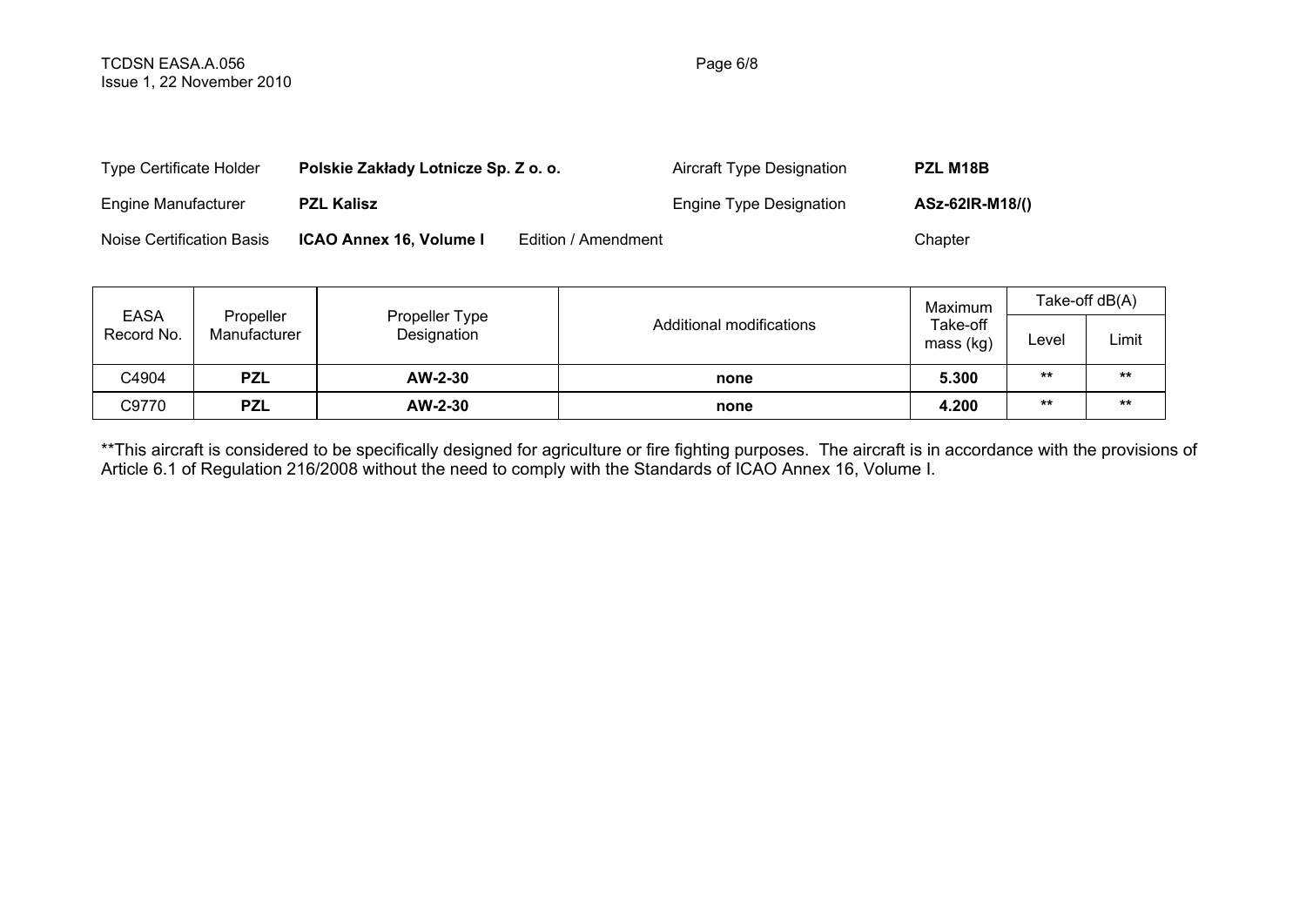| Type Certificate Holder | **Polskie Zakłady Lotnicze Sp. Z o. o.** | | Aircraft Type Designation | **PZL M18B** |
|---|---|---|---|---|
| Engine Manufacturer | **PZL Kalisz** | | Engine Type Designation | **ASz-62IR-M18/()** |
| Noise Certification Basis | **ICAO Annex 16, Volume I** | Edition / Amendment | | Chapter |

| EASA Record No. | Propeller Manufacturer | Propeller Type Designation | Additional modifications | Maximum Take-off mass (kg) | Take-off dB(A) | |
|---|---|---|---|---|---|---|
| | | | | | Level | Limit |
| C4904 | **PZL** | **AW-2-30** | **none** | **5.300** | ** | ** |
| C9770 | **PZL** | **AW-2-30** | **none** | **4.200** | ** | ** |

**This aircraft is considered to be specifically designed for agriculture or fire fighting purposes. The aircraft is in accordance with the provisions of Article 6.1 of Regulation 216/2008 without the need to comply with the Standards of ICAO Annex 16, Volume I.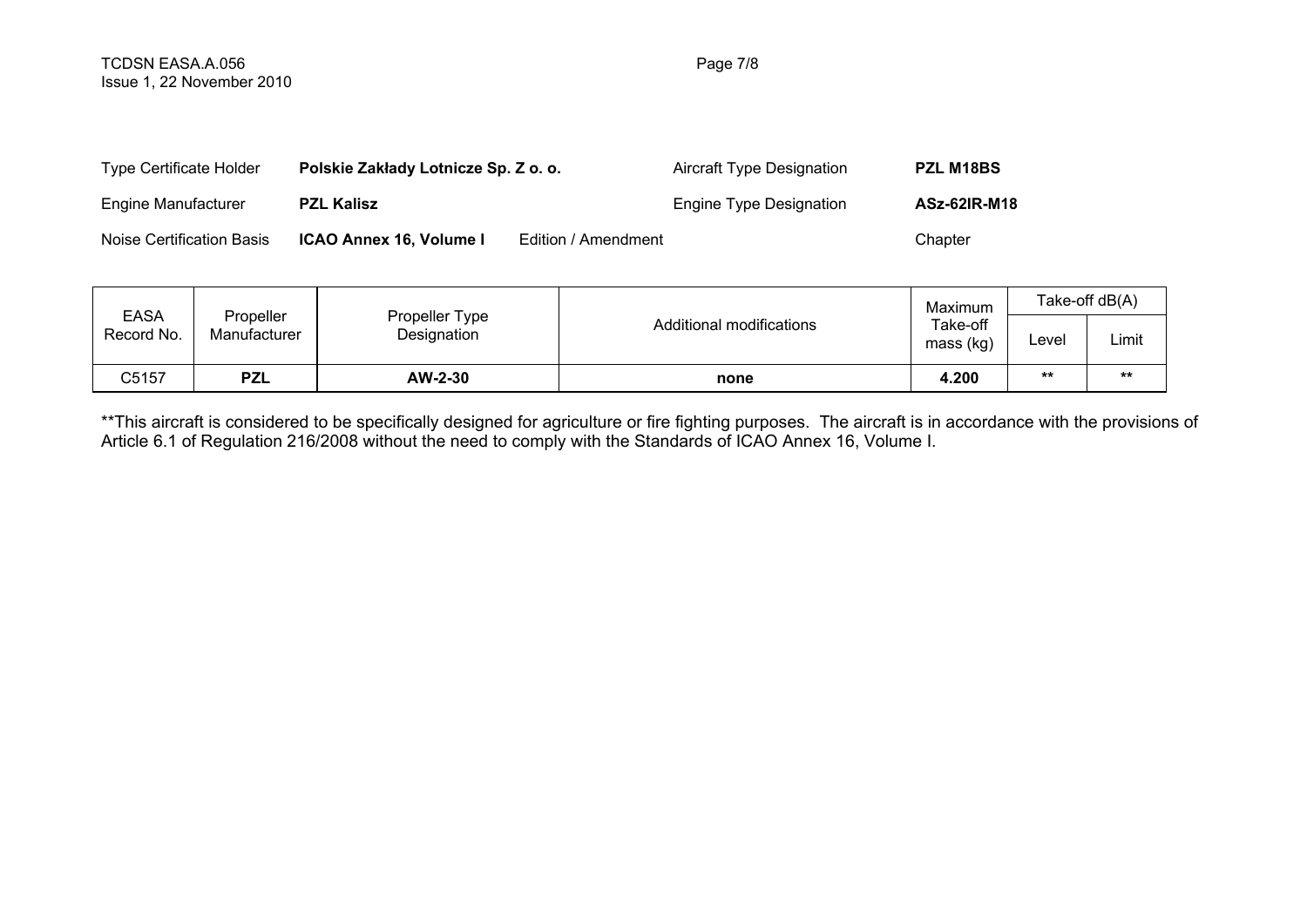| | | | |
|---|---|---|---|
| Type Certificate Holder | **Polskie Zakłady Lotnicze Sp. Z o. o.** | Aircraft Type Designation | **PZL M18BS** |
| Engine Manufacturer | **PZL Kalisz** | Engine Type Designation | **ASz-62IR-M18** |
| Noise Certification Basis | **ICAO Annex 16, Volume I** Edition / Amendment | Chapter | |

| EASA Record No. | Propeller Manufacturer | Propeller Type Designation | Additional modifications | Maximum Take-off mass (kg) | Take-off dB(A) | |
|---|---|---|---|---|---|---|
| | | | | | Level | Limit |
| C5157 | **PZL** | **AW-2-30** | **none** | **4.200** | ** | ** |

**This aircraft is considered to be specifically designed for agriculture or fire fighting purposes. The aircraft is in accordance with the provisions of Article 6.1 of Regulation 216/2008 without the need to comply with the Standards of ICAO Annex 16, Volume I.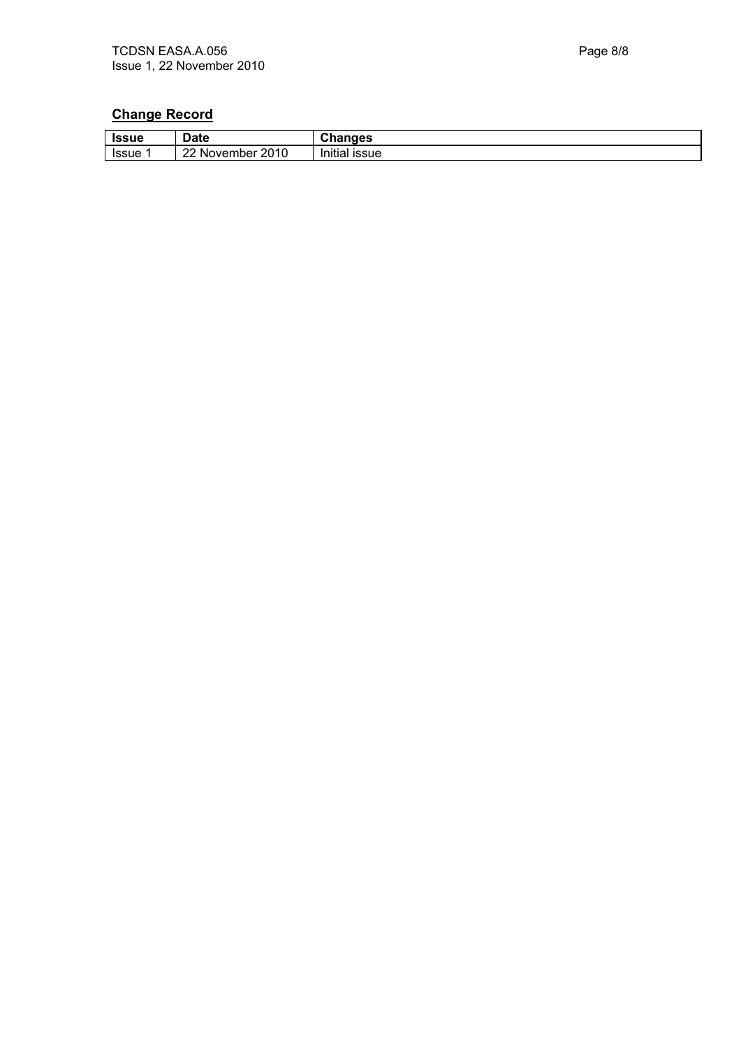## Change Record

| Issue | Date | Changes |
|---|---|---|
| Issue 1 | 22 November 2010 | Initial issue |